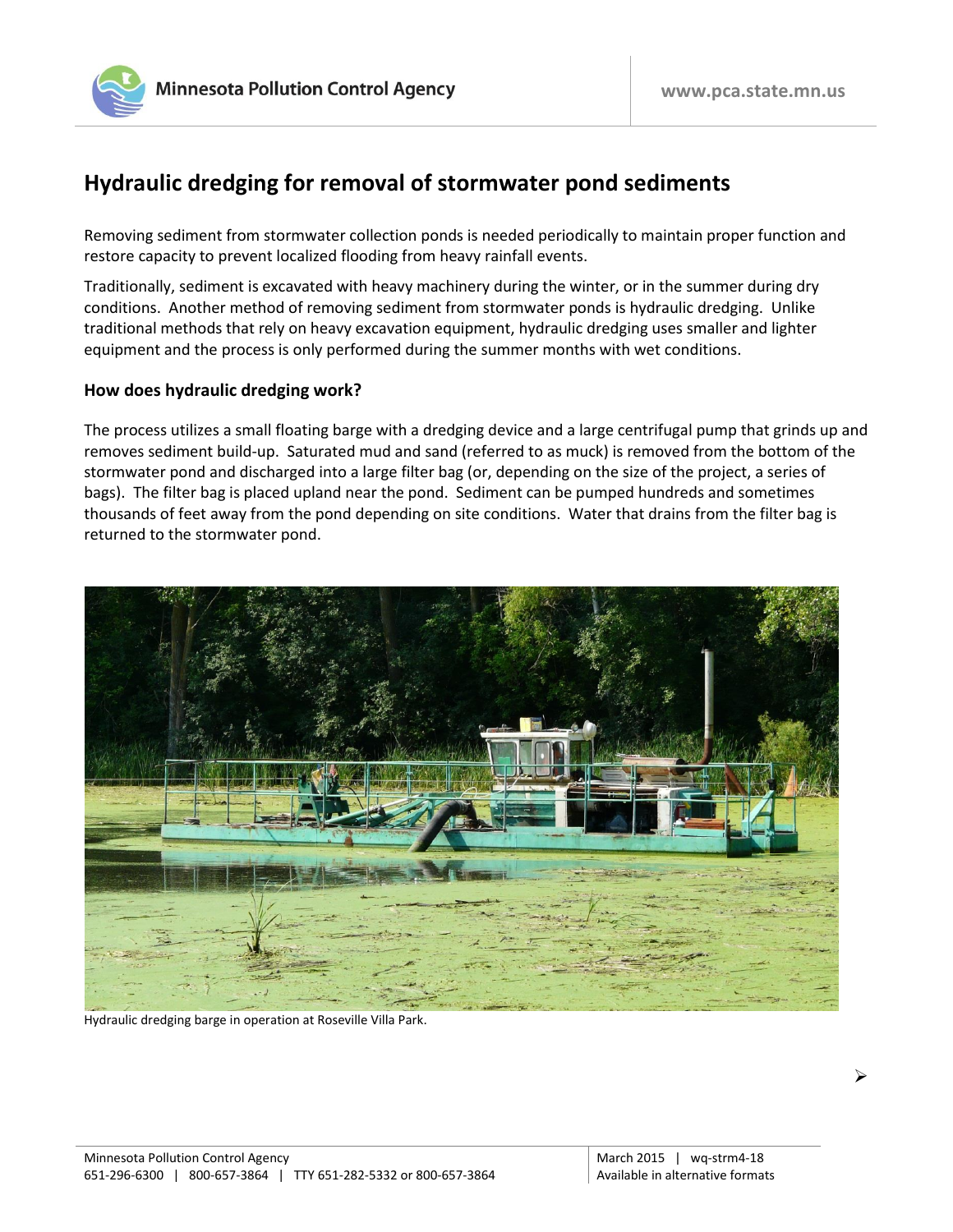# Hydraulic dredging for removal of stormwater pond sediments

Removing sediment from stormwater collection ponds is needed periodically to maintain proper function and restore capacity to prevent localized flooding from heavy rainfall events.

Traditionally, sediment is excavated with heavy machinery during the winter, or in the summer during dry conditions. Another method of removing sediment from stormwater ponds is hydraulic dredging. Unlike traditional methods that rely on heavy excavation equipment, hydraulic dredging uses smaller and lighter equipment and the process is only performed during the summer months with wet conditions.

## How does hydraulic dredging work?

The process utilizes a small floating barge with a dredging device and a large centrifugal pump that grinds up and removes sediment build-up. Saturated mud and sand (referred to as muck) is removed from the bottom of the stormwater pond and discharged into a large filter bag (or, depending on the size of the project, a series of bags). The filter bag is placed upland near the pond. Sediment can be pumped hundreds and sometimes thousands of feet away from the pond depending on site conditions. Water that drains from the filter bag is returned to the stormwater pond.

Hydraulic dredging barge in operation at Roseville Villa Park.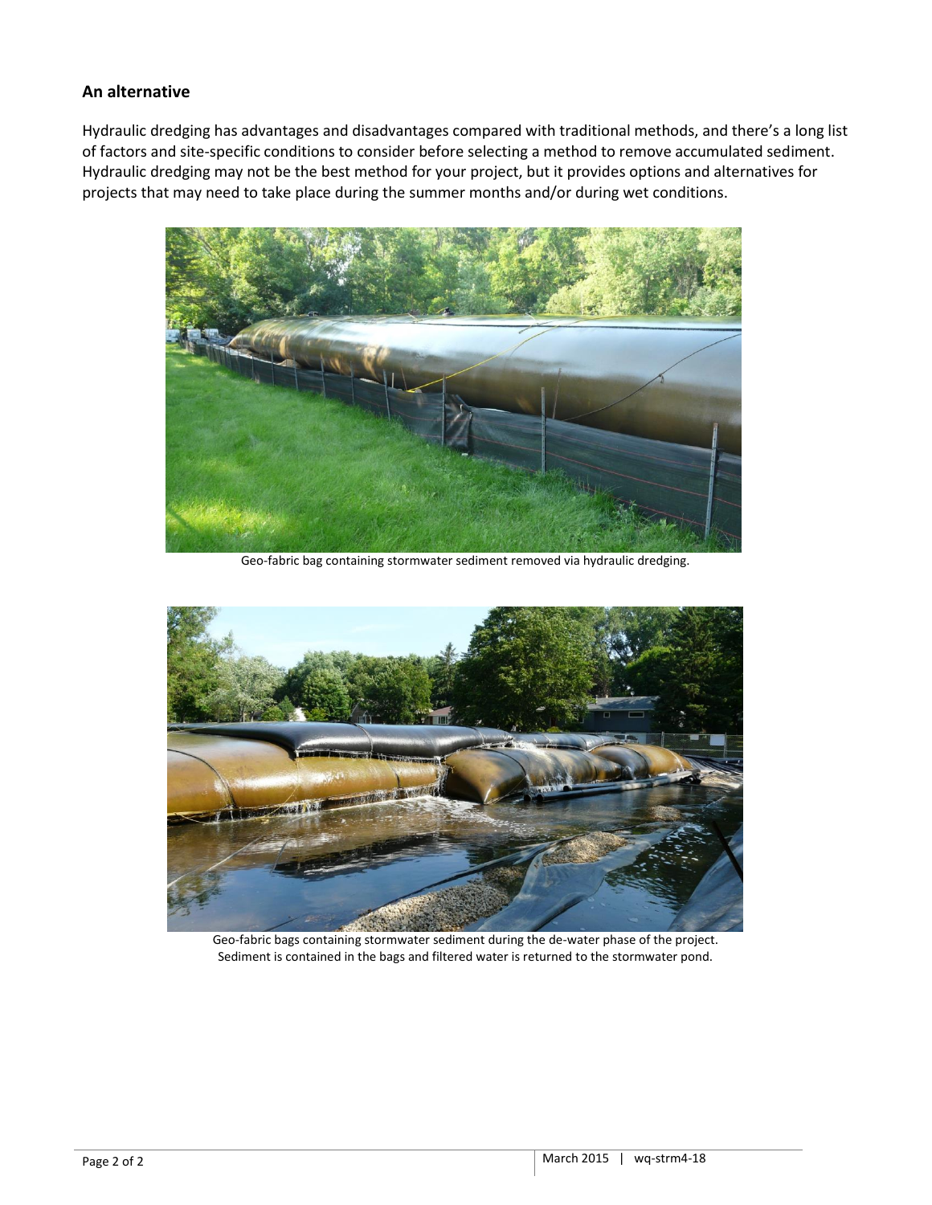## An alternative

Hydraulic dredging has advantages and disadvantages compared with traditional methods, and there's a long list of factors and site-specific conditions to consider before selecting a method to remove accumulated sediment. Hydraulic dredging may not be the best method for your project, but it provides options and alternatives for projects that may need to take place during the summer months and/or during wet conditions.

Geo-fabric bag containing stormwater sediment removed via hydraulic dredging.

Geo-fabric bags containing stormwater sediment during the de-water phase of the project. Sediment is contained in the bags and filtered water is returned to the stormwater pond.